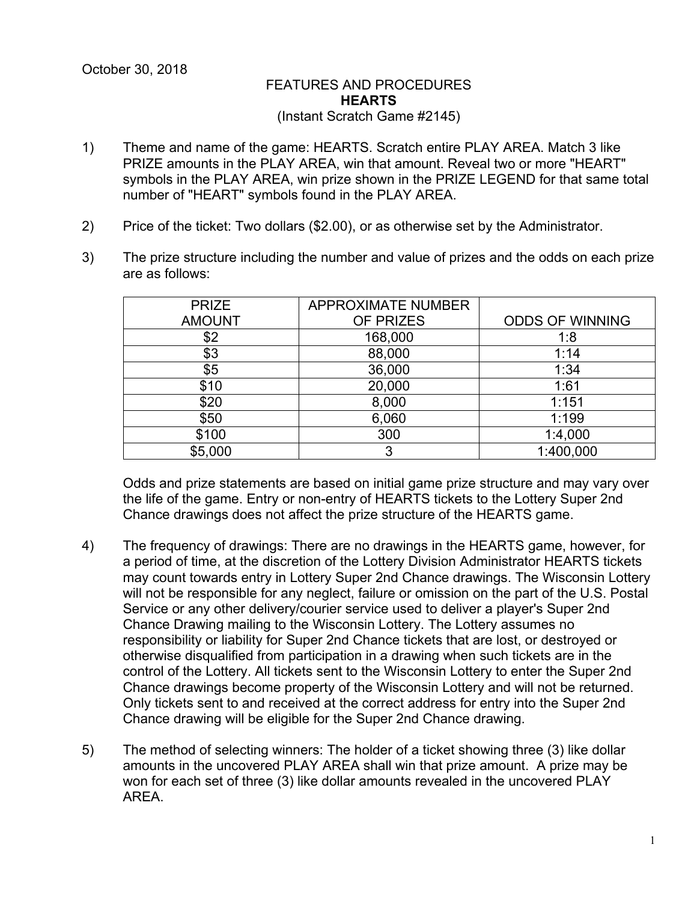October 30, 2018

FEATURES AND PROCEDURES
**HEARTS**
(Instant Scratch Game #2145)

1) Theme and name of the game: HEARTS. Scratch entire PLAY AREA. Match 3 like PRIZE amounts in the PLAY AREA, win that amount. Reveal two or more "HEART" symbols in the PLAY AREA, win prize shown in the PRIZE LEGEND for that same total number of "HEART" symbols found in the PLAY AREA.

2) Price of the ticket: Two dollars ($2.00), or as otherwise set by the Administrator.

3) The prize structure including the number and value of prizes and the odds on each prize are as follows:

| PRIZE AMOUNT | APPROXIMATE NUMBER OF PRIZES | ODDS OF WINNING |
|---|---|---|
| $2 | 168,000 | 1:8 |
| $3 | 88,000 | 1:14 |
| $5 | 36,000 | 1:34 |
| $10 | 20,000 | 1:61 |
| $20 | 8,000 | 1:151 |
| $50 | 6,060 | 1:199 |
| $100 | 300 | 1:4,000 |
| $5,000 | 3 | 1:400,000 |

Odds and prize statements are based on initial game prize structure and may vary over the life of the game. Entry or non-entry of HEARTS tickets to the Lottery Super 2nd Chance drawings does not affect the prize structure of the HEARTS game.

4) The frequency of drawings: There are no drawings in the HEARTS game, however, for a period of time, at the discretion of the Lottery Division Administrator HEARTS tickets may count towards entry in Lottery Super 2nd Chance drawings. The Wisconsin Lottery will not be responsible for any neglect, failure or omission on the part of the U.S. Postal Service or any other delivery/courier service used to deliver a player's Super 2nd Chance Drawing mailing to the Wisconsin Lottery. The Lottery assumes no responsibility or liability for Super 2nd Chance tickets that are lost, or destroyed or otherwise disqualified from participation in a drawing when such tickets are in the control of the Lottery. All tickets sent to the Wisconsin Lottery to enter the Super 2nd Chance drawings become property of the Wisconsin Lottery and will not be returned. Only tickets sent to and received at the correct address for entry into the Super 2nd Chance drawing will be eligible for the Super 2nd Chance drawing.

5) The method of selecting winners: The holder of a ticket showing three (3) like dollar amounts in the uncovered PLAY AREA shall win that prize amount. A prize may be won for each set of three (3) like dollar amounts revealed in the uncovered PLAY AREA.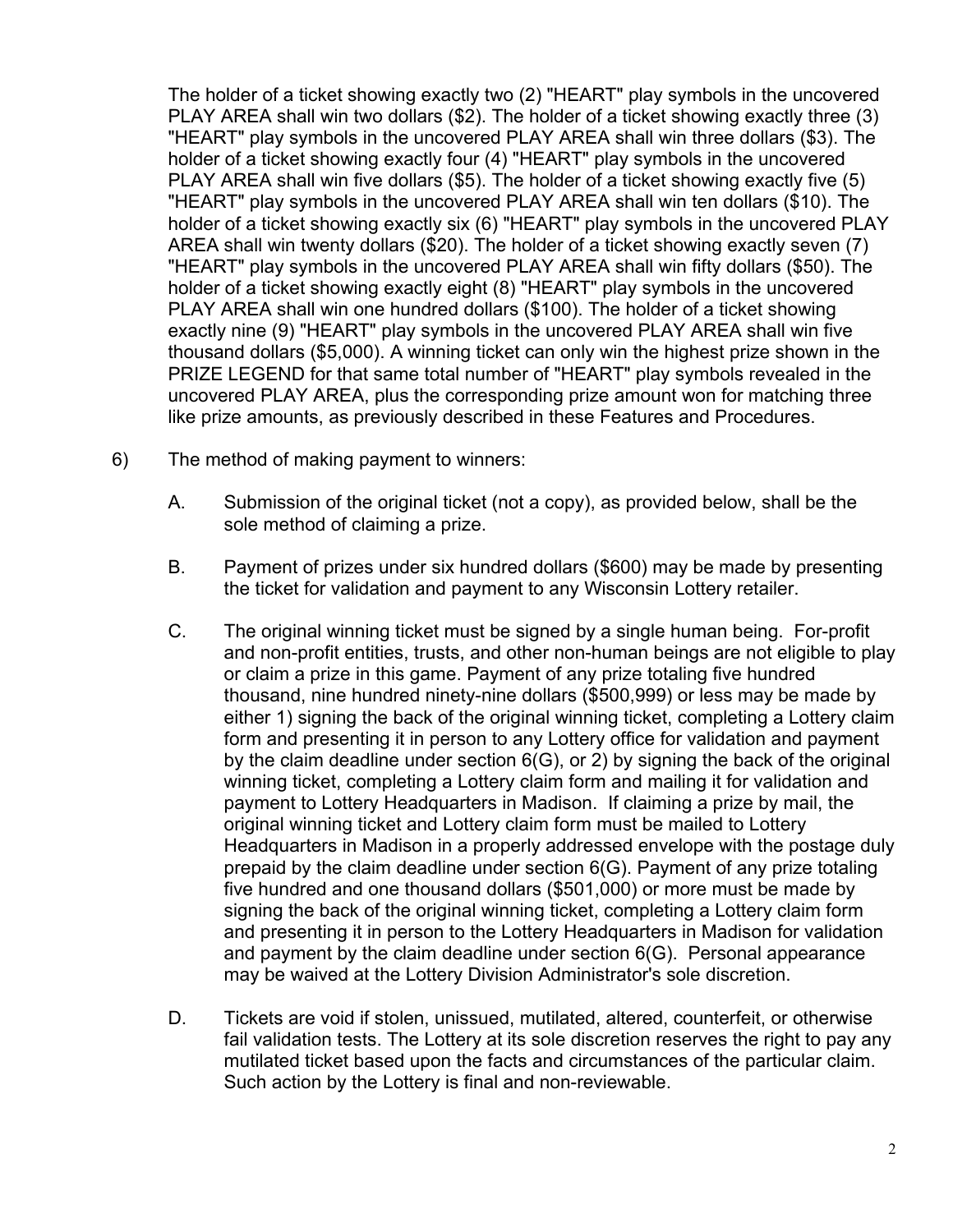The holder of a ticket showing exactly two (2) "HEART" play symbols in the uncovered PLAY AREA shall win two dollars ($2). The holder of a ticket showing exactly three (3) "HEART" play symbols in the uncovered PLAY AREA shall win three dollars ($3). The holder of a ticket showing exactly four (4) "HEART" play symbols in the uncovered PLAY AREA shall win five dollars ($5). The holder of a ticket showing exactly five (5) "HEART" play symbols in the uncovered PLAY AREA shall win ten dollars ($10). The holder of a ticket showing exactly six (6) "HEART" play symbols in the uncovered PLAY AREA shall win twenty dollars ($20). The holder of a ticket showing exactly seven (7) "HEART" play symbols in the uncovered PLAY AREA shall win fifty dollars ($50). The holder of a ticket showing exactly eight (8) "HEART" play symbols in the uncovered PLAY AREA shall win one hundred dollars ($100). The holder of a ticket showing exactly nine (9) "HEART" play symbols in the uncovered PLAY AREA shall win five thousand dollars ($5,000). A winning ticket can only win the highest prize shown in the PRIZE LEGEND for that same total number of "HEART" play symbols revealed in the uncovered PLAY AREA, plus the corresponding prize amount won for matching three like prize amounts, as previously described in these Features and Procedures.

6) The method of making payment to winners:

   A. Submission of the original ticket (not a copy), as provided below, shall be the sole method of claiming a prize.

   B. Payment of prizes under six hundred dollars ($600) may be made by presenting the ticket for validation and payment to any Wisconsin Lottery retailer.

   C. The original winning ticket must be signed by a single human being. For-profit and non-profit entities, trusts, and other non-human beings are not eligible to play or claim a prize in this game. Payment of any prize totaling five hundred thousand, nine hundred ninety-nine dollars ($500,999) or less may be made by either 1) signing the back of the original winning ticket, completing a Lottery claim form and presenting it in person to any Lottery office for validation and payment by the claim deadline under section 6(G), or 2) by signing the back of the original winning ticket, completing a Lottery claim form and mailing it for validation and payment to Lottery Headquarters in Madison. If claiming a prize by mail, the original winning ticket and Lottery claim form must be mailed to Lottery Headquarters in Madison in a properly addressed envelope with the postage duly prepaid by the claim deadline under section 6(G). Payment of any prize totaling five hundred and one thousand dollars ($501,000) or more must be made by signing the back of the original winning ticket, completing a Lottery claim form and presenting it in person to the Lottery Headquarters in Madison for validation and payment by the claim deadline under section 6(G). Personal appearance may be waived at the Lottery Division Administrator's sole discretion.

   D. Tickets are void if stolen, unissued, mutilated, altered, counterfeit, or otherwise fail validation tests. The Lottery at its sole discretion reserves the right to pay any mutilated ticket based upon the facts and circumstances of the particular claim. Such action by the Lottery is final and non-reviewable.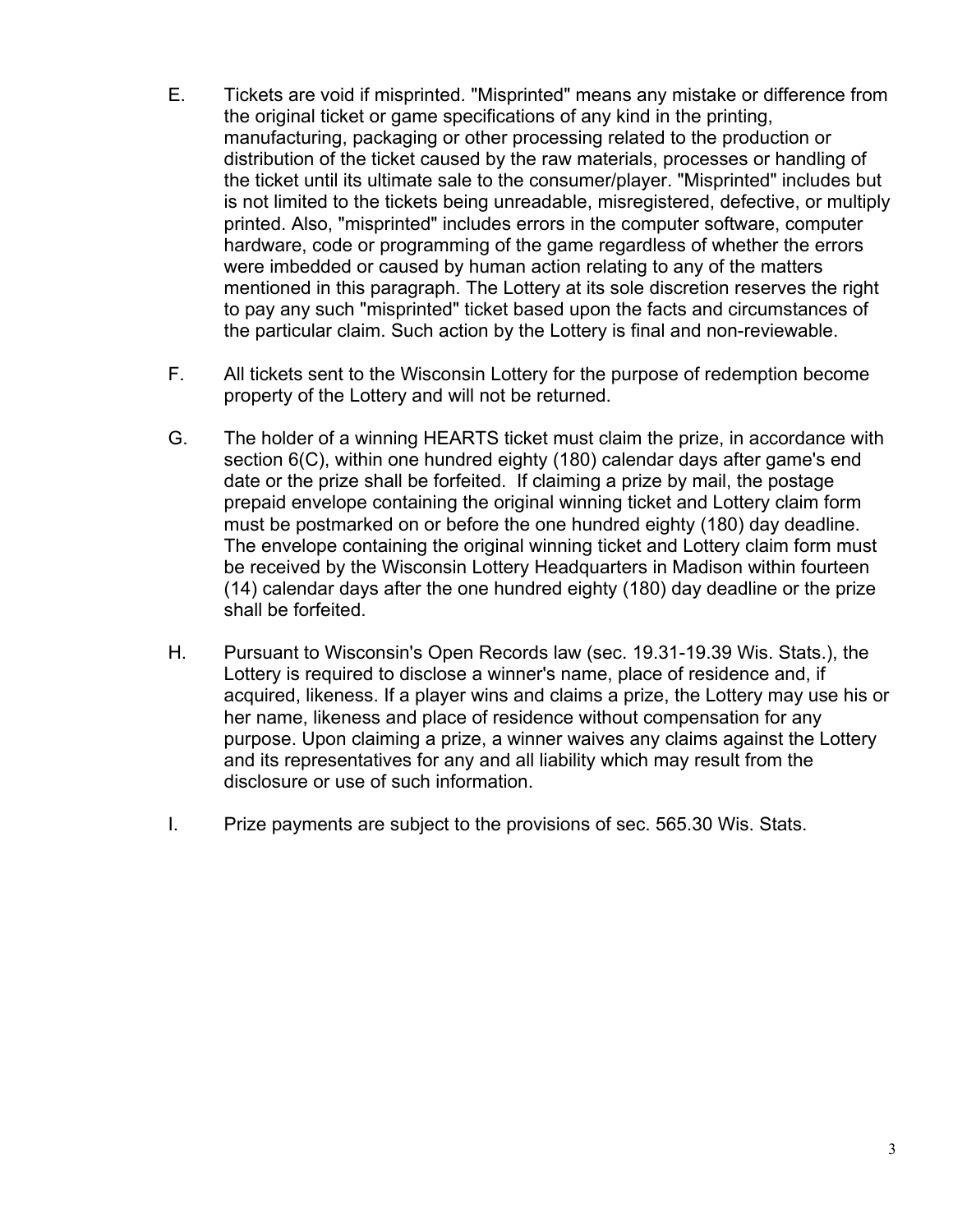E. Tickets are void if misprinted. "Misprinted" means any mistake or difference from the original ticket or game specifications of any kind in the printing, manufacturing, packaging or other processing related to the production or distribution of the ticket caused by the raw materials, processes or handling of the ticket until its ultimate sale to the consumer/player. "Misprinted" includes but is not limited to the tickets being unreadable, misregistered, defective, or multiply printed. Also, "misprinted" includes errors in the computer software, computer hardware, code or programming of the game regardless of whether the errors were imbedded or caused by human action relating to any of the matters mentioned in this paragraph. The Lottery at its sole discretion reserves the right to pay any such "misprinted" ticket based upon the facts and circumstances of the particular claim. Such action by the Lottery is final and non-reviewable.

F. All tickets sent to the Wisconsin Lottery for the purpose of redemption become property of the Lottery and will not be returned.

G. The holder of a winning HEARTS ticket must claim the prize, in accordance with section 6(C), within one hundred eighty (180) calendar days after game's end date or the prize shall be forfeited. If claiming a prize by mail, the postage prepaid envelope containing the original winning ticket and Lottery claim form must be postmarked on or before the one hundred eighty (180) day deadline. The envelope containing the original winning ticket and Lottery claim form must be received by the Wisconsin Lottery Headquarters in Madison within fourteen (14) calendar days after the one hundred eighty (180) day deadline or the prize shall be forfeited.

H. Pursuant to Wisconsin's Open Records law (sec. 19.31-19.39 Wis. Stats.), the Lottery is required to disclose a winner's name, place of residence and, if acquired, likeness. If a player wins and claims a prize, the Lottery may use his or her name, likeness and place of residence without compensation for any purpose. Upon claiming a prize, a winner waives any claims against the Lottery and its representatives for any and all liability which may result from the disclosure or use of such information.

I. Prize payments are subject to the provisions of sec. 565.30 Wis. Stats.